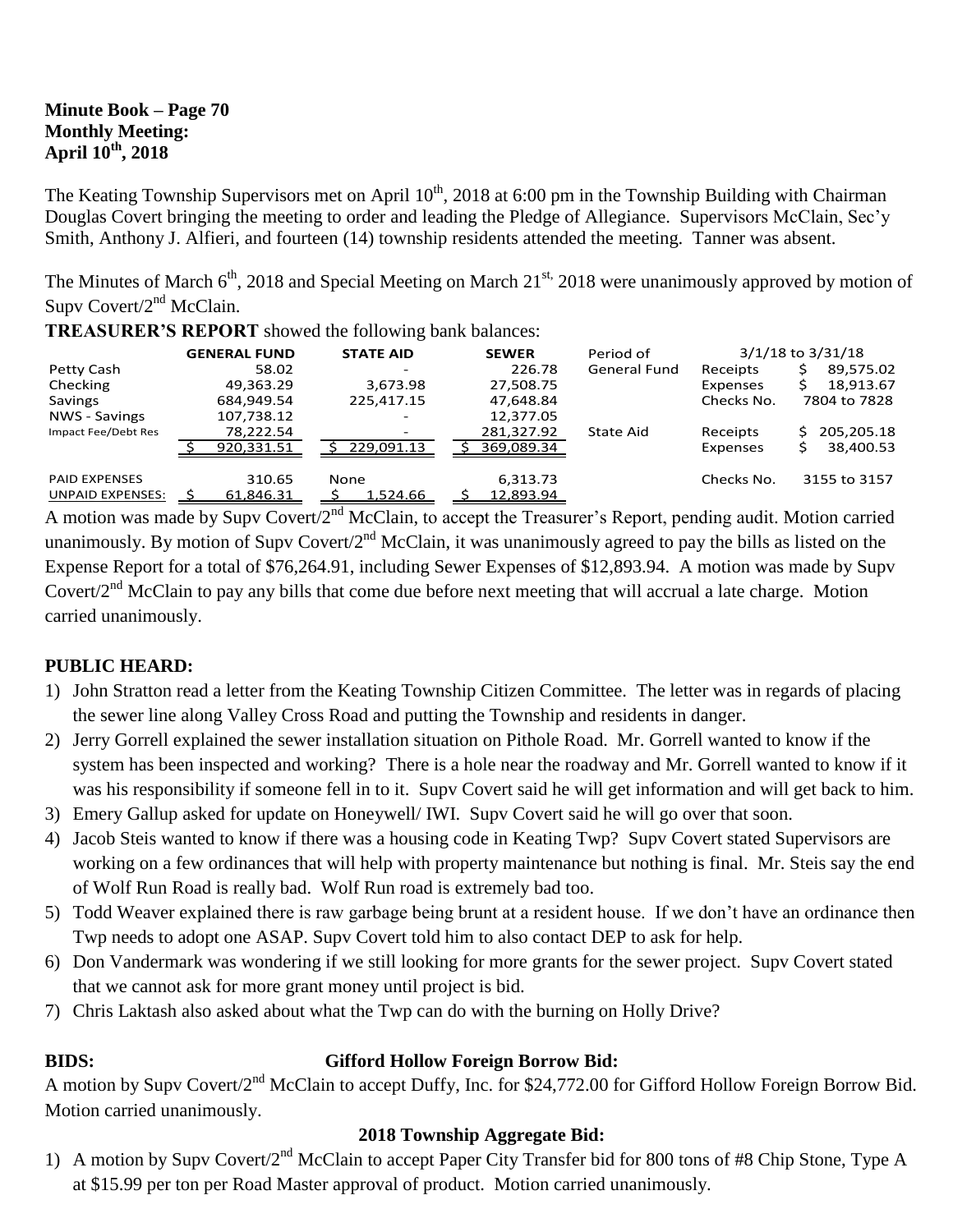**Minute Book – Page 70**
**Monthly Meeting:**
**April 10th, 2018**

The Keating Township Supervisors met on April 10th, 2018 at 6:00 pm in the Township Building with Chairman Douglas Covert bringing the meeting to order and leading the Pledge of Allegiance. Supervisors McClain, Sec'y Smith, Anthony J. Alfieri, and fourteen (14) township residents attended the meeting. Tanner was absent.

The Minutes of March 6th, 2018 and Special Meeting on March 21st, 2018 were unanimously approved by motion of Supv Covert/2nd McClain.

**TREASURER'S REPORT** showed the following bank balances:

| | GENERAL FUND | STATE AID | SEWER | Period of | | 3/1/18 to 3/31/18 |
|---|---|---|---|---|---|---|
| Petty Cash | 58.02 | - | 226.78 | General Fund | Receipts | $ 89,575.02 |
| Checking | 49,363.29 | 3,673.98 | 27,508.75 | | Expenses | $ 18,913.67 |
| Savings | 684,949.54 | 225,417.15 | 47,648.84 | | Checks No. | 7804 to 7828 |
| NWS - Savings | 107,738.12 | - | 12,377.05 | | | |
| Impact Fee/Debt Res | 78,222.54 | - | 281,327.92 | State Aid | Receipts | $ 205,205.18 |
| | $ 920,331.51 | $ 229,091.13 | $ 369,089.34 | | Expenses | $ 38,400.53 |
| PAID EXPENSES | 310.65 | None | 6,313.73 | | Checks No. | 3155 to 3157 |
| UNPAID EXPENSES: | $ 61,846.31 | $ 1,524.66 | $ 12,893.94 | | | |

A motion was made by Supv Covert/2nd McClain, to accept the Treasurer's Report, pending audit. Motion carried unanimously. By motion of Supv Covert/2nd McClain, it was unanimously agreed to pay the bills as listed on the Expense Report for a total of $76,264.91, including Sewer Expenses of $12,893.94. A motion was made by Supv Covert/2nd McClain to pay any bills that come due before next meeting that will accrual a late charge. Motion carried unanimously.

## PUBLIC HEARD:

1) John Stratton read a letter from the Keating Township Citizen Committee. The letter was in regards of placing the sewer line along Valley Cross Road and putting the Township and residents in danger.
2) Jerry Gorrell explained the sewer installation situation on Pithole Road. Mr. Gorrell wanted to know if the system has been inspected and working? There is a hole near the roadway and Mr. Gorrell wanted to know if it was his responsibility if someone fell in to it. Supv Covert said he will get information and will get back to him.
3) Emery Gallup asked for update on Honeywell/ IWI. Supv Covert said he will go over that soon.
4) Jacob Steis wanted to know if there was a housing code in Keating Twp? Supv Covert stated Supervisors are working on a few ordinances that will help with property maintenance but nothing is final. Mr. Steis say the end of Wolf Run Road is really bad. Wolf Run road is extremely bad too.
5) Todd Weaver explained there is raw garbage being brunt at a resident house. If we don't have an ordinance then Twp needs to adopt one ASAP. Supv Covert told him to also contact DEP to ask for help.
6) Don Vandermark was wondering if we still looking for more grants for the sewer project. Supv Covert stated that we cannot ask for more grant money until project is bid.
7) Chris Laktash also asked about what the Twp can do with the burning on Holly Drive?

## BIDS: Gifford Hollow Foreign Borrow Bid:

A motion by Supv Covert/2nd McClain to accept Duffy, Inc. for $24,772.00 for Gifford Hollow Foreign Borrow Bid. Motion carried unanimously.

### 2018 Township Aggregate Bid:

1) A motion by Supv Covert/2nd McClain to accept Paper City Transfer bid for 800 tons of #8 Chip Stone, Type A at $15.99 per ton per Road Master approval of product. Motion carried unanimously.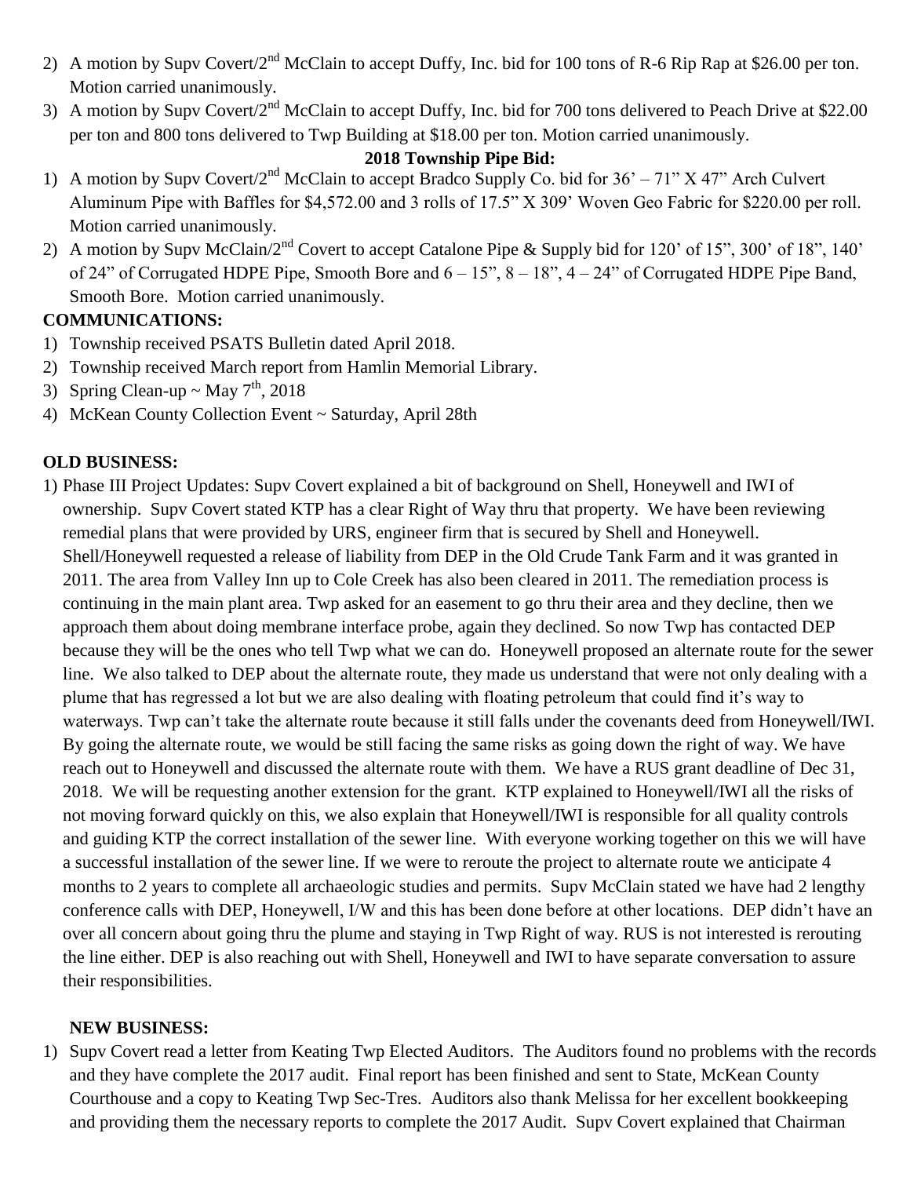2) A motion by Supv Covert/2nd McClain to accept Duffy, Inc. bid for 100 tons of R-6 Rip Rap at $26.00 per ton. Motion carried unanimously.
3) A motion by Supv Covert/2nd McClain to accept Duffy, Inc. bid for 700 tons delivered to Peach Drive at $22.00 per ton and 800 tons delivered to Twp Building at $18.00 per ton. Motion carried unanimously.

**2018 Township Pipe Bid:**

1) A motion by Supv Covert/2nd McClain to accept Bradco Supply Co. bid for 36' – 71" X 47" Arch Culvert Aluminum Pipe with Baffles for $4,572.00 and 3 rolls of 17.5" X 309' Woven Geo Fabric for $220.00 per roll. Motion carried unanimously.
2) A motion by Supv McClain/2nd Covert to accept Catalone Pipe & Supply bid for 120' of 15", 300' of 18", 140' of 24" of Corrugated HDPE Pipe, Smooth Bore and 6 – 15", 8 – 18", 4 – 24" of Corrugated HDPE Pipe Band, Smooth Bore. Motion carried unanimously.

**COMMUNICATIONS:**

1) Township received PSATS Bulletin dated April 2018.
2) Township received March report from Hamlin Memorial Library.
3) Spring Clean-up ~ May 7th, 2018
4) McKean County Collection Event ~ Saturday, April 28th

**OLD BUSINESS:**

1) Phase III Project Updates: Supv Covert explained a bit of background on Shell, Honeywell and IWI of ownership. Supv Covert stated KTP has a clear Right of Way thru that property. We have been reviewing remedial plans that were provided by URS, engineer firm that is secured by Shell and Honeywell. Shell/Honeywell requested a release of liability from DEP in the Old Crude Tank Farm and it was granted in 2011. The area from Valley Inn up to Cole Creek has also been cleared in 2011. The remediation process is continuing in the main plant area. Twp asked for an easement to go thru their area and they decline, then we approach them about doing membrane interface probe, again they declined. So now Twp has contacted DEP because they will be the ones who tell Twp what we can do. Honeywell proposed an alternate route for the sewer line. We also talked to DEP about the alternate route, they made us understand that were not only dealing with a plume that has regressed a lot but we are also dealing with floating petroleum that could find it's way to waterways. Twp can't take the alternate route because it still falls under the covenants deed from Honeywell/IWI. By going the alternate route, we would be still facing the same risks as going down the right of way. We have reach out to Honeywell and discussed the alternate route with them. We have a RUS grant deadline of Dec 31, 2018. We will be requesting another extension for the grant. KTP explained to Honeywell/IWI all the risks of not moving forward quickly on this, we also explain that Honeywell/IWI is responsible for all quality controls and guiding KTP the correct installation of the sewer line. With everyone working together on this we will have a successful installation of the sewer line. If we were to reroute the project to alternate route we anticipate 4 months to 2 years to complete all archaeologic studies and permits. Supv McClain stated we have had 2 lengthy conference calls with DEP, Honeywell, I/W and this has been done before at other locations. DEP didn't have an over all concern about going thru the plume and staying in Twp Right of way. RUS is not interested is rerouting the line either. DEP is also reaching out with Shell, Honeywell and IWI to have separate conversation to assure their responsibilities.

**NEW BUSINESS:**

1) Supv Covert read a letter from Keating Twp Elected Auditors. The Auditors found no problems with the records and they have complete the 2017 audit. Final report has been finished and sent to State, McKean County Courthouse and a copy to Keating Twp Sec-Tres. Auditors also thank Melissa for her excellent bookkeeping and providing them the necessary reports to complete the 2017 Audit. Supv Covert explained that Chairman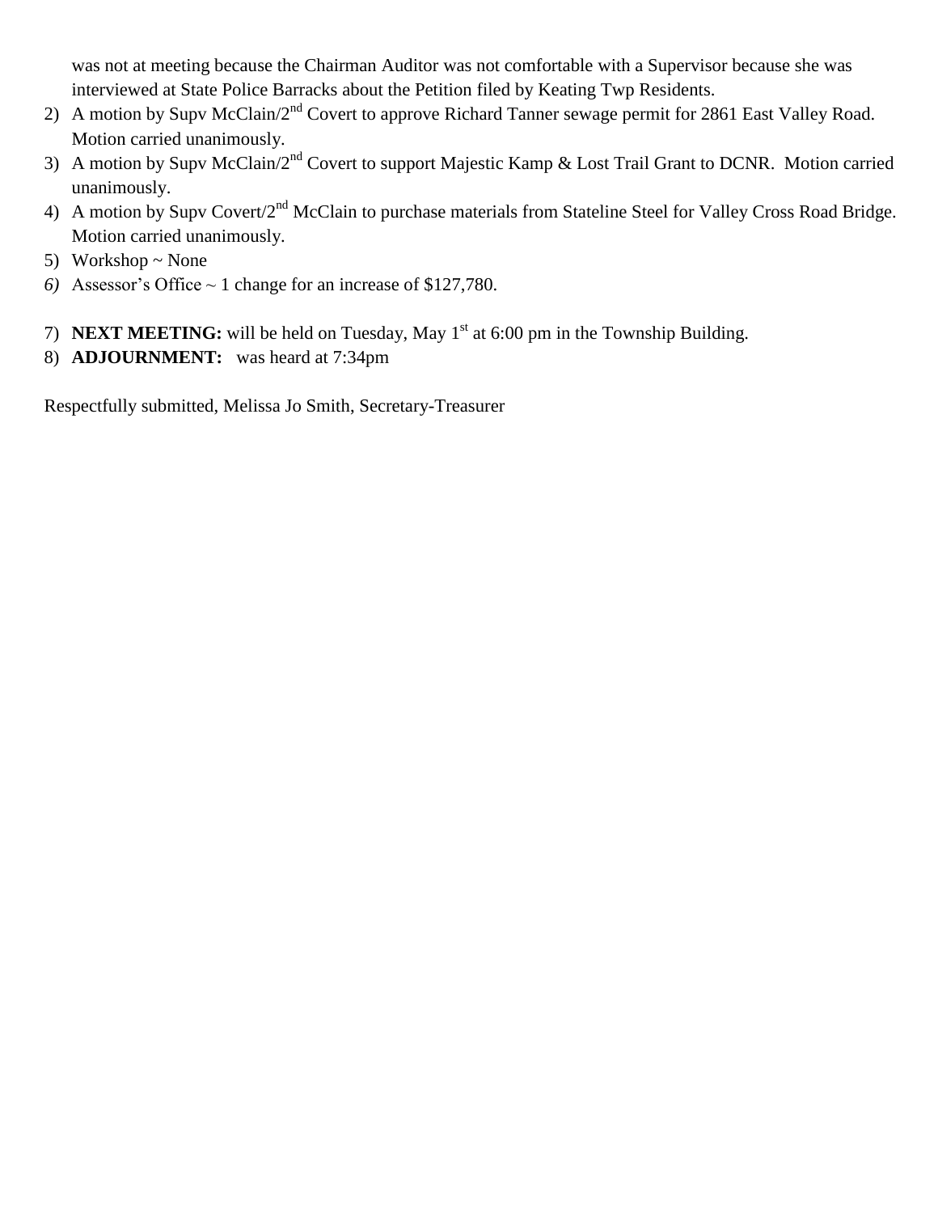was not at meeting because the Chairman Auditor was not comfortable with a Supervisor because she was interviewed at State Police Barracks about the Petition filed by Keating Twp Residents.

2) A motion by Supv McClain/2nd Covert to approve Richard Tanner sewage permit for 2861 East Valley Road. Motion carried unanimously.
3) A motion by Supv McClain/2nd Covert to support Majestic Kamp & Lost Trail Grant to DCNR. Motion carried unanimously.
4) A motion by Supv Covert/2nd McClain to purchase materials from Stateline Steel for Valley Cross Road Bridge. Motion carried unanimously.
5) Workshop ~ None
6) Assessor's Office ~ 1 change for an increase of $127,780.

7) **NEXT MEETING:** will be held on Tuesday, May 1st at 6:00 pm in the Township Building.
8) **ADJOURNMENT:** was heard at 7:34pm

Respectfully submitted, Melissa Jo Smith, Secretary-Treasurer